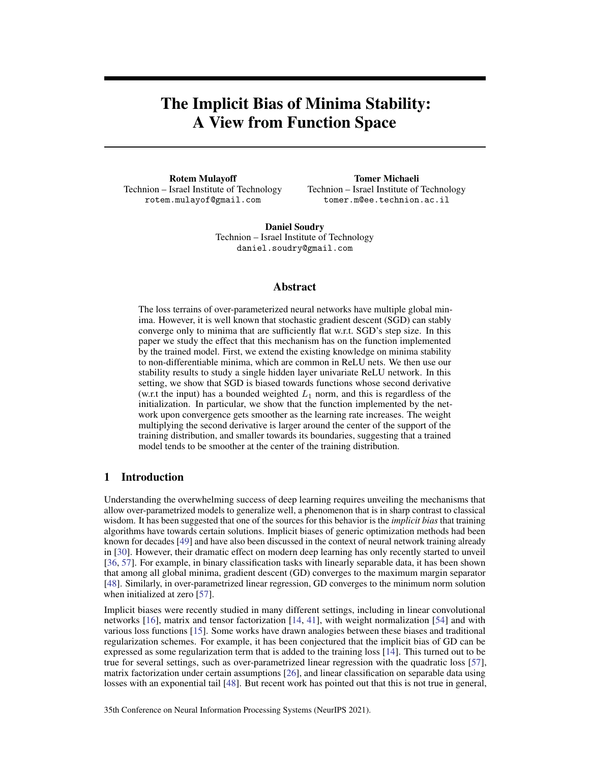# The Implicit Bias of Minima Stability: A View from Function Space

**Rotem Mulayoff**
Technion – Israel Institute of Technology
`rotem.mulayof@gmail.com`

**Tomer Michaeli**
Technion – Israel Institute of Technology
`tomer.m@ee.technion.ac.il`

**Daniel Soudry**
Technion – Israel Institute of Technology
`daniel.soudry@gmail.com`

## Abstract

The loss terrains of over-parameterized neural networks have multiple global minima. However, it is well known that stochastic gradient descent (SGD) can stably converge only to minima that are sufficiently flat w.r.t. SGD's step size. In this paper we study the effect that this mechanism has on the function implemented by the trained model. First, we extend the existing knowledge on minima stability to non-differentiable minima, which are common in ReLU nets. We then use our stability results to study a single hidden layer univariate ReLU network. In this setting, we show that SGD is biased towards functions whose second derivative (w.r.t the input) has a bounded weighted $L_1$ norm, and this is regardless of the initialization. In particular, we show that the function implemented by the network upon convergence gets smoother as the learning rate increases. The weight multiplying the second derivative is larger around the center of the support of the training distribution, and smaller towards its boundaries, suggesting that a trained model tends to be smoother at the center of the training distribution.

## 1 Introduction

Understanding the overwhelming success of deep learning requires unveiling the mechanisms that allow over-parametrized models to generalize well, a phenomenon that is in sharp contrast to classical wisdom. It has been suggested that one of the sources for this behavior is the *implicit bias* that training algorithms have towards certain solutions. Implicit biases of generic optimization methods had been known for decades [49] and have also been discussed in the context of neural network training already in [30]. However, their dramatic effect on modern deep learning has only recently started to unveil [36, 57]. For example, in binary classification tasks with linearly separable data, it has been shown that among all global minima, gradient descent (GD) converges to the maximum margin separator [48]. Similarly, in over-parametrized linear regression, GD converges to the minimum norm solution when initialized at zero [57].

Implicit biases were recently studied in many different settings, including in linear convolutional networks [16], matrix and tensor factorization [14, 41], with weight normalization [54] and with various loss functions [15]. Some works have drawn analogies between these biases and traditional regularization schemes. For example, it has been conjectured that the implicit bias of GD can be expressed as some regularization term that is added to the training loss [14]. This turned out to be true for several settings, such as over-parametrized linear regression with the quadratic loss [57], matrix factorization under certain assumptions [26], and linear classification on separable data using losses with an exponential tail [48]. But recent work has pointed out that this is not true in general,

35th Conference on Neural Information Processing Systems (NeurIPS 2021).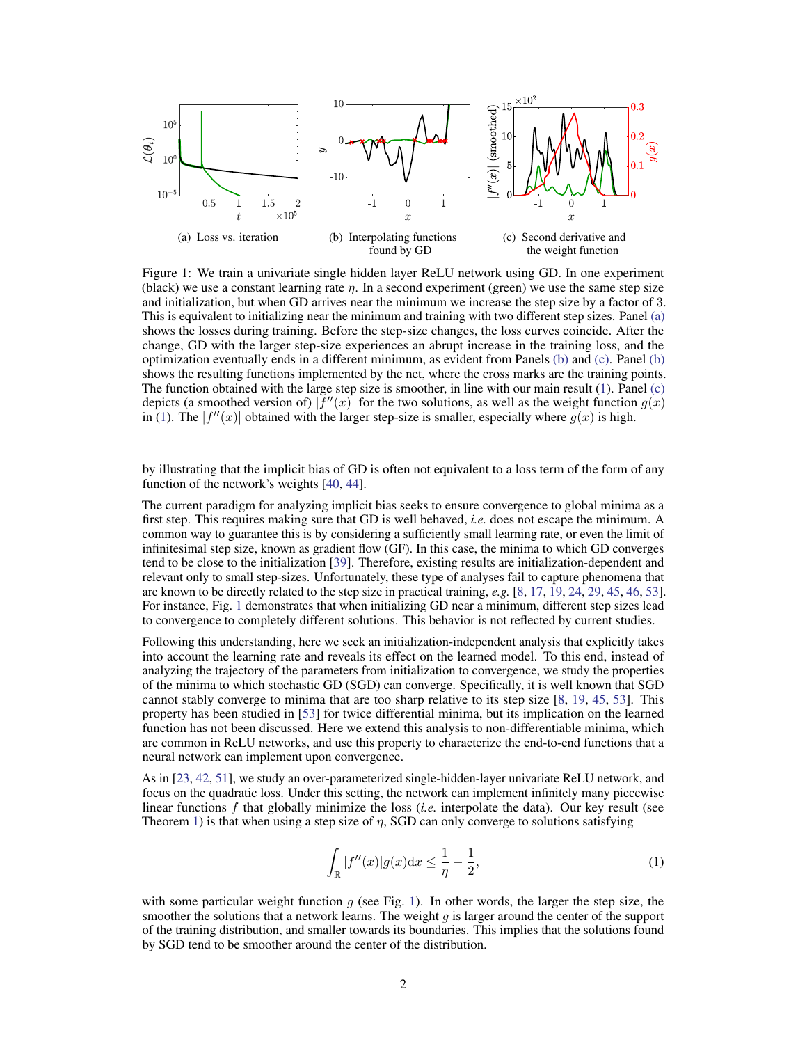(a) Loss vs. iteration

(b) Interpolating functions found by GD

(c) Second derivative and the weight function

Figure 1: We train a univariate single hidden layer ReLU network using GD. In one experiment (black) we use a constant learning rate $\eta$. In a second experiment (green) we use the same step size and initialization, but when GD arrives near the minimum we increase the step size by a factor of 3. This is equivalent to initializing near the minimum and training with two different step sizes. Panel (a) shows the losses during training. Before the step-size changes, the loss curves coincide. After the change, GD with the larger step-size experiences an abrupt increase in the training loss, and the optimization eventually ends in a different minimum, as evident from Panels (b) and (c). Panel (b) shows the resulting functions implemented by the net, where the cross marks are the training points. The function obtained with the large step size is smoother, in line with our main result (1). Panel (c) depicts (a smoothed version of) $|f''(x)|$ for the two solutions, as well as the weight function $g(x)$ in (1). The $|f''(x)|$ obtained with the larger step-size is smaller, especially where $g(x)$ is high.

by illustrating that the implicit bias of GD is often not equivalent to a loss term of the form of any function of the network's weights [40, 44].

The current paradigm for analyzing implicit bias seeks to ensure convergence to global minima as a first step. This requires making sure that GD is well behaved, *i.e.* does not escape the minimum. A common way to guarantee this is by considering a sufficiently small learning rate, or even the limit of infinitesimal step size, known as gradient flow (GF). In this case, the minima to which GD converges tend to be close to the initialization [39]. Therefore, existing results are initialization-dependent and relevant only to small step-sizes. Unfortunately, these type of analyses fail to capture phenomena that are known to be directly related to the step size in practical training, *e.g.* [8, 17, 19, 24, 29, 45, 46, 53]. For instance, Fig. 1 demonstrates that when initializing GD near a minimum, different step sizes lead to convergence to completely different solutions. This behavior is not reflected by current studies.

Following this understanding, here we seek an initialization-independent analysis that explicitly takes into account the learning rate and reveals its effect on the learned model. To this end, instead of analyzing the trajectory of the parameters from initialization to convergence, we study the properties of the minima to which stochastic GD (SGD) can converge. Specifically, it is well known that SGD cannot stably converge to minima that are too sharp relative to its step size [8, 19, 45, 53]. This property has been studied in [53] for twice differential minima, but its implication on the learned function has not been discussed. Here we extend this analysis to non-differentiable minima, which are common in ReLU networks, and use this property to characterize the end-to-end functions that a neural network can implement upon convergence.

As in [23, 42, 51], we study an over-parameterized single-hidden-layer univariate ReLU network, and focus on the quadratic loss. Under this setting, the network can implement infinitely many piecewise linear functions $f$ that globally minimize the loss (*i.e.* interpolate the data). Our key result (see Theorem 1) is that when using a step size of $\eta$, SGD can only converge to solutions satisfying

$$\int_{\mathbb{R}} |f''(x)| g(x) \mathrm{d}x \leq \frac{1}{\eta} - \frac{1}{2}, \tag{1}$$

with some particular weight function $g$ (see Fig. 1). In other words, the larger the step size, the smoother the solutions that a network learns. The weight $g$ is larger around the center of the support of the training distribution, and smaller towards its boundaries. This implies that the solutions found by SGD tend to be smoother around the center of the distribution.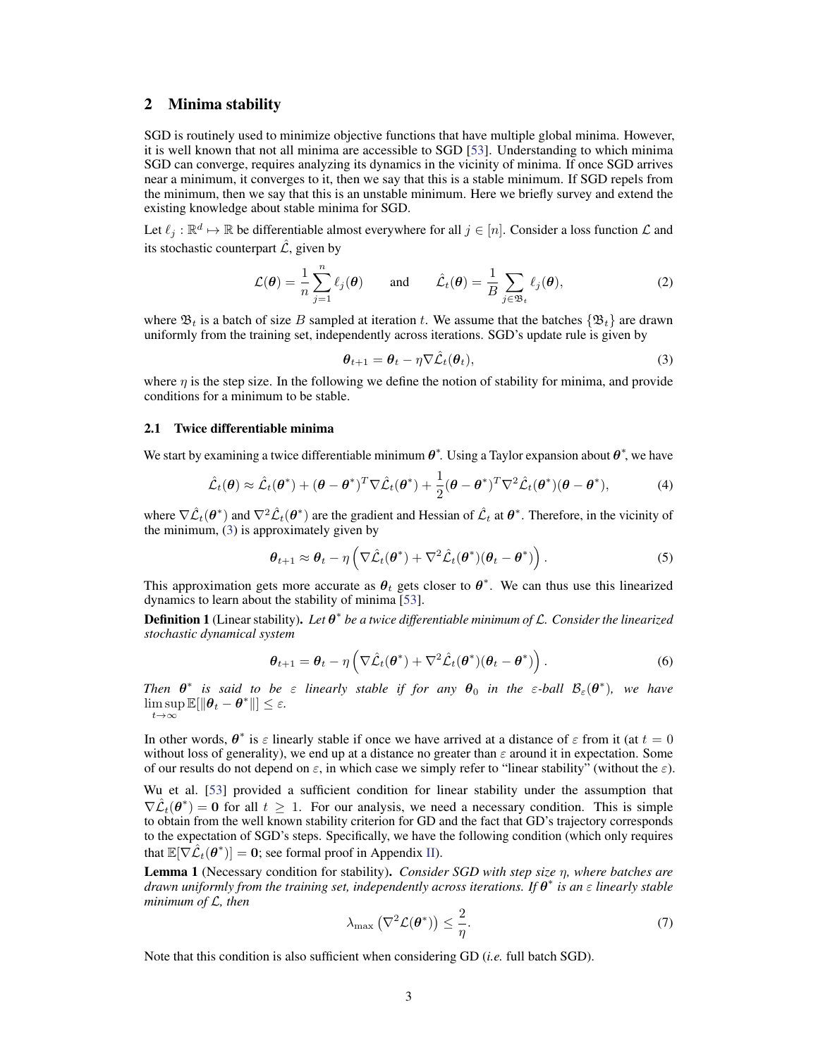## 2 Minima stability

SGD is routinely used to minimize objective functions that have multiple global minima. However, it is well known that not all minima are accessible to SGD [53]. Understanding to which minima SGD can converge, requires analyzing its dynamics in the vicinity of minima. If once SGD arrives near a minimum, it converges to it, then we say that this is a stable minimum. If SGD repels from the minimum, then we say that this is an unstable minimum. Here we briefly survey and extend the existing knowledge about stable minima for SGD.

Let $\ell_j : \mathbb{R}^d \mapsto \mathbb{R}$ be differentiable almost everywhere for all $j \in [n]$. Consider a loss function $\mathcal{L}$ and its stochastic counterpart $\hat{\mathcal{L}}$, given by

$$\mathcal{L}(\boldsymbol{\theta}) = \frac{1}{n}\sum_{j=1}^{n} \ell_j(\boldsymbol{\theta}) \qquad \text{and} \qquad \hat{\mathcal{L}}_t(\boldsymbol{\theta}) = \frac{1}{B}\sum_{j \in \mathfrak{B}_t} \ell_j(\boldsymbol{\theta}), \tag{2}$$

where $\mathfrak{B}_t$ is a batch of size $B$ sampled at iteration $t$. We assume that the batches $\{\mathfrak{B}_t\}$ are drawn uniformly from the training set, independently across iterations. SGD's update rule is given by

$$\boldsymbol{\theta}_{t+1} = \boldsymbol{\theta}_t - \eta \nabla \hat{\mathcal{L}}_t(\boldsymbol{\theta}_t), \tag{3}$$

where $\eta$ is the step size. In the following we define the notion of stability for minima, and provide conditions for a minimum to be stable.

### 2.1 Twice differentiable minima

We start by examining a twice differentiable minimum $\boldsymbol{\theta}^*$. Using a Taylor expansion about $\boldsymbol{\theta}^*$, we have

$$\hat{\mathcal{L}}_t(\boldsymbol{\theta}) \approx \hat{\mathcal{L}}_t(\boldsymbol{\theta}^*) + (\boldsymbol{\theta} - \boldsymbol{\theta}^*)^T \nabla \hat{\mathcal{L}}_t(\boldsymbol{\theta}^*) + \frac{1}{2}(\boldsymbol{\theta} - \boldsymbol{\theta}^*)^T \nabla^2 \hat{\mathcal{L}}_t(\boldsymbol{\theta}^*)(\boldsymbol{\theta} - \boldsymbol{\theta}^*), \tag{4}$$

where $\nabla \hat{\mathcal{L}}_t(\boldsymbol{\theta}^*)$ and $\nabla^2 \hat{\mathcal{L}}_t(\boldsymbol{\theta}^*)$ are the gradient and Hessian of $\hat{\mathcal{L}}_t$ at $\boldsymbol{\theta}^*$. Therefore, in the vicinity of the minimum, (3) is approximately given by

$$\boldsymbol{\theta}_{t+1} \approx \boldsymbol{\theta}_t - \eta \left( \nabla \hat{\mathcal{L}}_t(\boldsymbol{\theta}^*) + \nabla^2 \hat{\mathcal{L}}_t(\boldsymbol{\theta}^*)(\boldsymbol{\theta}_t - \boldsymbol{\theta}^*) \right). \tag{5}$$

This approximation gets more accurate as $\boldsymbol{\theta}_t$ gets closer to $\boldsymbol{\theta}^*$. We can thus use this linearized dynamics to learn about the stability of minima [53].

**Definition 1** (Linear stability)**.** *Let $\boldsymbol{\theta}^*$ be a twice differentiable minimum of $\mathcal{L}$. Consider the linearized stochastic dynamical system*

$$\boldsymbol{\theta}_{t+1} = \boldsymbol{\theta}_t - \eta \left( \nabla \hat{\mathcal{L}}_t(\boldsymbol{\theta}^*) + \nabla^2 \hat{\mathcal{L}}_t(\boldsymbol{\theta}^*)(\boldsymbol{\theta}_t - \boldsymbol{\theta}^*) \right). \tag{6}$$

*Then $\boldsymbol{\theta}^*$ is said to be $\varepsilon$ linearly stable if for any $\boldsymbol{\theta}_0$ in the $\varepsilon$-ball $\mathcal{B}_\varepsilon(\boldsymbol{\theta}^*)$, we have $\limsup_{t\to\infty} \mathbb{E}[\|\boldsymbol{\theta}_t - \boldsymbol{\theta}^*\|] \leq \varepsilon$.*

In other words, $\boldsymbol{\theta}^*$ is $\varepsilon$ linearly stable if once we have arrived at a distance of $\varepsilon$ from it (at $t = 0$ without loss of generality), we end up at a distance no greater than $\varepsilon$ around it in expectation. Some of our results do not depend on $\varepsilon$, in which case we simply refer to "linear stability" (without the $\varepsilon$).

Wu et al. [53] provided a sufficient condition for linear stability under the assumption that $\nabla \hat{\mathcal{L}}_t(\boldsymbol{\theta}^*) = \mathbf{0}$ for all $t \geq 1$. For our analysis, we need a necessary condition. This is simple to obtain from the well known stability criterion for GD and the fact that GD's trajectory corresponds to the expectation of SGD's steps. Specifically, we have the following condition (which only requires that $\mathbb{E}[\nabla \hat{\mathcal{L}}_t(\boldsymbol{\theta}^*)] = \mathbf{0}$; see formal proof in Appendix II).

**Lemma 1** (Necessary condition for stability)**.** *Consider SGD with step size $\eta$, where batches are drawn uniformly from the training set, independently across iterations. If $\boldsymbol{\theta}^*$ is an $\varepsilon$ linearly stable minimum of $\mathcal{L}$, then*

$$\lambda_{\max}\left(\nabla^2 \mathcal{L}(\boldsymbol{\theta}^*)\right) \leq \frac{2}{\eta}. \tag{7}$$

Note that this condition is also sufficient when considering GD (*i.e.* full batch SGD).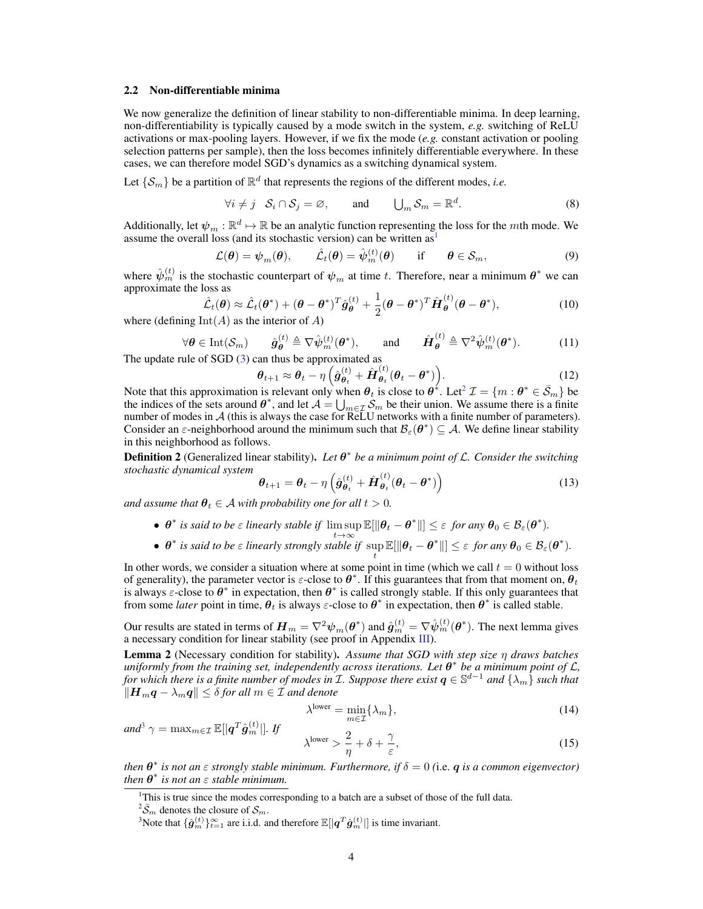### 2.2 Non-differentiable minima

We now generalize the definition of linear stability to non-differentiable minima. In deep learning, non-differentiability is typically caused by a mode switch in the system, *e.g.* switching of ReLU activations or max-pooling layers. However, if we fix the mode (*e.g.* constant activation or pooling selection patterns per sample), then the loss becomes infinitely differentiable everywhere. In these cases, we can therefore model SGD's dynamics as a switching dynamical system.

Let $\{\mathcal{S}_m\}$ be a partition of $\mathbb{R}^d$ that represents the regions of the different modes, *i.e.*

$$\forall i \neq j \quad \mathcal{S}_i \cap \mathcal{S}_j = \varnothing, \qquad \text{and} \qquad \bigcup_m \mathcal{S}_m = \mathbb{R}^d. \tag{8}$$

Additionally, let $\boldsymbol{\psi}_m : \mathbb{R}^d \mapsto \mathbb{R}$ be an analytic function representing the loss for the $m$th mode. We assume the overall loss (and its stochastic version) can be written as[1]

$$\mathcal{L}(\boldsymbol{\theta}) = \boldsymbol{\psi}_m(\boldsymbol{\theta}), \qquad \hat{\mathcal{L}}_t(\boldsymbol{\theta}) = \hat{\boldsymbol{\psi}}_m^{(t)}(\boldsymbol{\theta}) \qquad \text{if} \qquad \boldsymbol{\theta} \in \mathcal{S}_m, \tag{9}$$

where $\hat{\boldsymbol{\psi}}_m^{(t)}$ is the stochastic counterpart of $\boldsymbol{\psi}_m$ at time $t$. Therefore, near a minimum $\boldsymbol{\theta}^*$ we can approximate the loss as

$$\hat{\mathcal{L}}_t(\boldsymbol{\theta}) \approx \hat{\mathcal{L}}_t(\boldsymbol{\theta}^*) + (\boldsymbol{\theta} - \boldsymbol{\theta}^*)^T \hat{\boldsymbol{g}}_{\boldsymbol{\theta}}^{(t)} + \frac{1}{2}(\boldsymbol{\theta} - \boldsymbol{\theta}^*)^T \hat{\boldsymbol{H}}_{\boldsymbol{\theta}}^{(t)} (\boldsymbol{\theta} - \boldsymbol{\theta}^*), \tag{10}$$

where (defining $\mathrm{Int}(A)$ as the interior of $A$)

$$\forall \boldsymbol{\theta} \in \mathrm{Int}(\mathcal{S}_m) \qquad \hat{\boldsymbol{g}}_{\boldsymbol{\theta}}^{(t)} \triangleq \nabla \hat{\boldsymbol{\psi}}_m^{(t)}(\boldsymbol{\theta}^*), \qquad \text{and} \qquad \hat{\boldsymbol{H}}_{\boldsymbol{\theta}}^{(t)} \triangleq \nabla^2 \hat{\boldsymbol{\psi}}_m^{(t)}(\boldsymbol{\theta}^*). \tag{11}$$

The update rule of SGD (3) can thus be approximated as

$$\boldsymbol{\theta}_{t+1} \approx \boldsymbol{\theta}_t - \eta \left( \hat{\boldsymbol{g}}_{\boldsymbol{\theta}_t}^{(t)} + \hat{\boldsymbol{H}}_{\boldsymbol{\theta}_t}^{(t)} (\boldsymbol{\theta}_t - \boldsymbol{\theta}^*) \right). \tag{12}$$

Note that this approximation is relevant only when $\boldsymbol{\theta}_t$ is close to $\boldsymbol{\theta}^*$. Let[2] $\mathcal{I} = \{m : \boldsymbol{\theta}^* \in \bar{\mathcal{S}}_m\}$ be the indices of the sets around $\boldsymbol{\theta}^*$, and let $\mathcal{A} = \bigcup_{m \in \mathcal{I}} \mathcal{S}_m$ be their union. We assume there is a finite number of modes in $\mathcal{A}$ (this is always the case for ReLU networks with a finite number of parameters). Consider an $\varepsilon$-neighborhood around the minimum such that $\mathcal{B}_\varepsilon(\boldsymbol{\theta}^*) \subseteq \mathcal{A}$. We define linear stability in this neighborhood as follows.

**Definition 2** (Generalized linear stability). *Let $\boldsymbol{\theta}^*$ be a minimum point of $\mathcal{L}$. Consider the switching stochastic dynamical system*

$$\boldsymbol{\theta}_{t+1} = \boldsymbol{\theta}_t - \eta \left( \hat{\boldsymbol{g}}_{\boldsymbol{\theta}_t}^{(t)} + \hat{\boldsymbol{H}}_{\boldsymbol{\theta}_t}^{(t)} (\boldsymbol{\theta}_t - \boldsymbol{\theta}^*) \right) \tag{13}$$

*and assume that $\boldsymbol{\theta}_t \in \mathcal{A}$ with probability one for all $t > 0$.*

- *$\boldsymbol{\theta}^*$ is said to be $\varepsilon$ linearly stable if $\limsup_{t \to \infty} \mathbb{E}[\|\boldsymbol{\theta}_t - \boldsymbol{\theta}^*\|] \leq \varepsilon$ for any $\boldsymbol{\theta}_0 \in \mathcal{B}_\varepsilon(\boldsymbol{\theta}^*)$.*
- *$\boldsymbol{\theta}^*$ is said to be $\varepsilon$ linearly strongly stable if $\sup_t \mathbb{E}[\|\boldsymbol{\theta}_t - \boldsymbol{\theta}^*\|] \leq \varepsilon$ for any $\boldsymbol{\theta}_0 \in \mathcal{B}_\varepsilon(\boldsymbol{\theta}^*)$.*

In other words, we consider a situation where at some point in time (which we call $t = 0$ without loss of generality), the parameter vector is $\varepsilon$-close to $\boldsymbol{\theta}^*$. If this guarantees that from that moment on, $\boldsymbol{\theta}_t$ is always $\varepsilon$-close to $\boldsymbol{\theta}^*$ in expectation, then $\boldsymbol{\theta}^*$ is called strongly stable. If this only guarantees that from some *later* point in time, $\boldsymbol{\theta}_t$ is always $\varepsilon$-close to $\boldsymbol{\theta}^*$ in expectation, then $\boldsymbol{\theta}^*$ is called stable.

Our results are stated in terms of $\boldsymbol{H}_m = \nabla^2 \boldsymbol{\psi}_m(\boldsymbol{\theta}^*)$ and $\hat{\boldsymbol{g}}_m^{(t)} = \nabla \hat{\boldsymbol{\psi}}_m^{(t)}(\boldsymbol{\theta}^*)$. The next lemma gives a necessary condition for linear stability (see proof in Appendix III).

**Lemma 2** (Necessary condition for stability). *Assume that SGD with step size $\eta$ draws batches uniformly from the training set, independently across iterations. Let $\boldsymbol{\theta}^*$ be a minimum point of $\mathcal{L}$, for which there is a finite number of modes in $\mathcal{I}$. Suppose there exist $\boldsymbol{q} \in \mathbb{S}^{d-1}$ and $\{\lambda_m\}$ such that $\|\boldsymbol{H}_m \boldsymbol{q} - \lambda_m \boldsymbol{q}\| \leq \delta$ for all $m \in \mathcal{I}$ and denote*

$$\lambda^{\text{lower}} = \min_{m \in \mathcal{I}} \{\lambda_m\}, \tag{14}$$

*and*[3] $\gamma = \max_{m \in \mathcal{I}} \mathbb{E}[|\boldsymbol{q}^T \hat{\boldsymbol{g}}_m^{(t)}|]$. *If*

$$\lambda^{\text{lower}} > \frac{2}{\eta} + \delta + \frac{\gamma}{\varepsilon}, \tag{15}$$

*then $\boldsymbol{\theta}^*$ is not an $\varepsilon$ strongly stable minimum. Furthermore, if $\delta = 0$ (*i.e.* $\boldsymbol{q}$ is a common eigenvector) then $\boldsymbol{\theta}^*$ is not an $\varepsilon$ stable minimum.*

---

[1] This is true since the modes corresponding to a batch are a subset of those of the full data.

[2] $\bar{\mathcal{S}}_m$ denotes the closure of $\mathcal{S}_m$.

[3] Note that $\{\hat{\boldsymbol{g}}_m^{(t)}\}_{t=1}^{\infty}$ are i.i.d. and therefore $\mathbb{E}[|\boldsymbol{q}^T \hat{\boldsymbol{g}}_m^{(t)}|]$ is time invariant.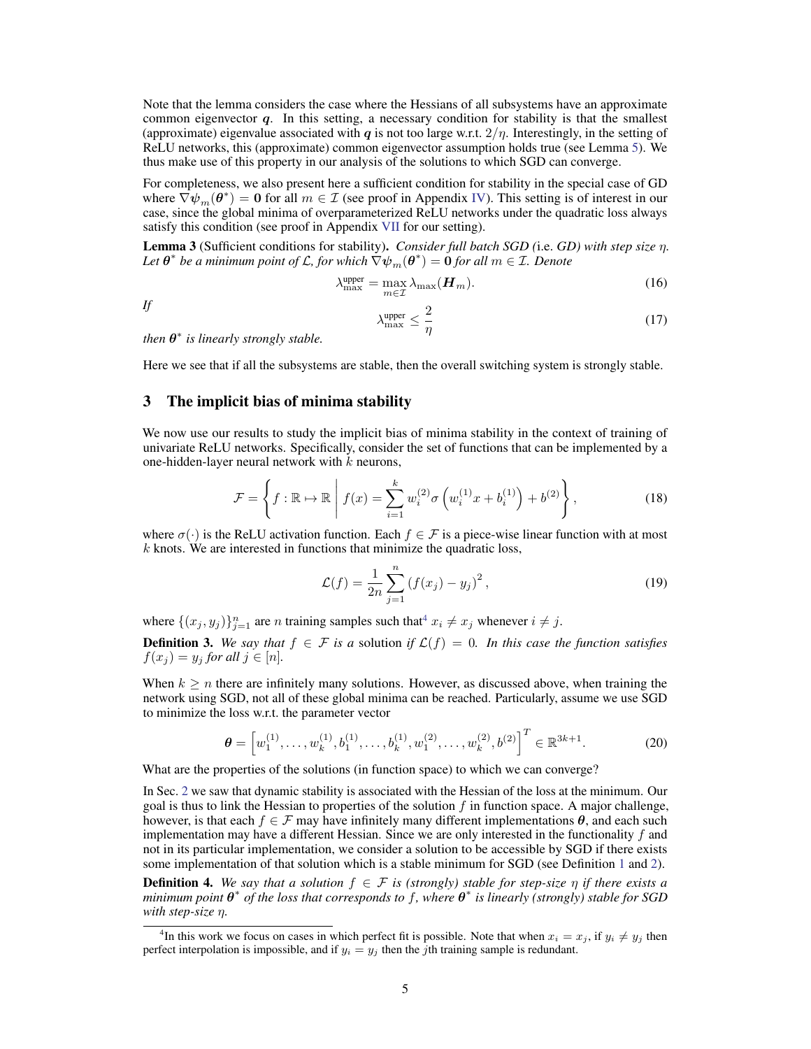Note that the lemma considers the case where the Hessians of all subsystems have an approximate common eigenvector $\boldsymbol{q}$. In this setting, a necessary condition for stability is that the smallest (approximate) eigenvalue associated with $\boldsymbol{q}$ is not too large w.r.t. $2/\eta$. Interestingly, in the setting of ReLU networks, this (approximate) common eigenvector assumption holds true (see Lemma 5). We thus make use of this property in our analysis of the solutions to which SGD can converge.

For completeness, we also present here a sufficient condition for stability in the special case of GD where $\nabla \boldsymbol{\psi}_m(\boldsymbol{\theta}^*) = \boldsymbol{0}$ for all $m \in \mathcal{I}$ (see proof in Appendix IV). This setting is of interest in our case, since the global minima of overparameterized ReLU networks under the quadratic loss always satisfy this condition (see proof in Appendix VII for our setting).

**Lemma 3** (Sufficient conditions for stability)**.** *Consider full batch SGD (*i.e. *GD) with step size $\eta$. Let $\boldsymbol{\theta}^*$ be a minimum point of $\mathcal{L}$, for which $\nabla \boldsymbol{\psi}_m(\boldsymbol{\theta}^*) = \boldsymbol{0}$ for all $m \in \mathcal{I}$. Denote*

$$\lambda_{\max}^{\text{upper}} = \max_{m \in \mathcal{I}} \lambda_{\max}(\boldsymbol{H}_m). \tag{16}$$

*If*

$$\lambda_{\max}^{\text{upper}} \leq \frac{2}{\eta} \tag{17}$$

*then $\boldsymbol{\theta}^*$ is linearly strongly stable.*

Here we see that if all the subsystems are stable, then the overall switching system is strongly stable.

## 3 The implicit bias of minima stability

We now use our results to study the implicit bias of minima stability in the context of training of univariate ReLU networks. Specifically, consider the set of functions that can be implemented by a one-hidden-layer neural network with $k$ neurons,

$$\mathcal{F} = \left\{ f : \mathbb{R} \mapsto \mathbb{R} \;\middle|\; f(x) = \sum_{i=1}^{k} w_i^{(2)} \sigma\left(w_i^{(1)} x + b_i^{(1)}\right) + b^{(2)} \right\}, \tag{18}$$

where $\sigma(\cdot)$ is the ReLU activation function. Each $f \in \mathcal{F}$ is a piece-wise linear function with at most $k$ knots. We are interested in functions that minimize the quadratic loss,

$$\mathcal{L}(f) = \frac{1}{2n} \sum_{j=1}^{n} \left(f(x_j) - y_j\right)^2, \tag{19}$$

where $\{(x_j, y_j)\}_{j=1}^{n}$ are $n$ training samples such that[4] $x_i \neq x_j$ whenever $i \neq j$.

**Definition 3.** *We say that $f \in \mathcal{F}$ is a* solution *if $\mathcal{L}(f) = 0$. In this case the function satisfies $f(x_j) = y_j$ for all $j \in [n]$.*

When $k \geq n$ there are infinitely many solutions. However, as discussed above, when training the network using SGD, not all of these global minima can be reached. Particularly, assume we use SGD to minimize the loss w.r.t. the parameter vector

$$\boldsymbol{\theta} = \left[w_1^{(1)}, \ldots, w_k^{(1)}, b_1^{(1)}, \ldots, b_k^{(1)}, w_1^{(2)}, \ldots, w_k^{(2)}, b^{(2)}\right]^T \in \mathbb{R}^{3k+1}. \tag{20}$$

What are the properties of the solutions (in function space) to which we can converge?

In Sec. 2 we saw that dynamic stability is associated with the Hessian of the loss at the minimum. Our goal is thus to link the Hessian to properties of the solution $f$ in function space. A major challenge, however, is that each $f \in \mathcal{F}$ may have infinitely many different implementations $\boldsymbol{\theta}$, and each such implementation may have a different Hessian. Since we are only interested in the functionality $f$ and not in its particular implementation, we consider a solution to be accessible by SGD if there exists some implementation of that solution which is a stable minimum for SGD (see Definition 1 and 2).

**Definition 4.** *We say that a solution $f \in \mathcal{F}$ is (strongly) stable for step-size $\eta$ if there exists a minimum point $\boldsymbol{\theta}^*$ of the loss that corresponds to $f$, where $\boldsymbol{\theta}^*$ is linearly (strongly) stable for SGD with step-size $\eta$.*

[4]In this work we focus on cases in which perfect fit is possible. Note that when $x_i = x_j$, if $y_i \neq y_j$ then perfect interpolation is impossible, and if $y_i = y_j$ then the $j$th training sample is redundant.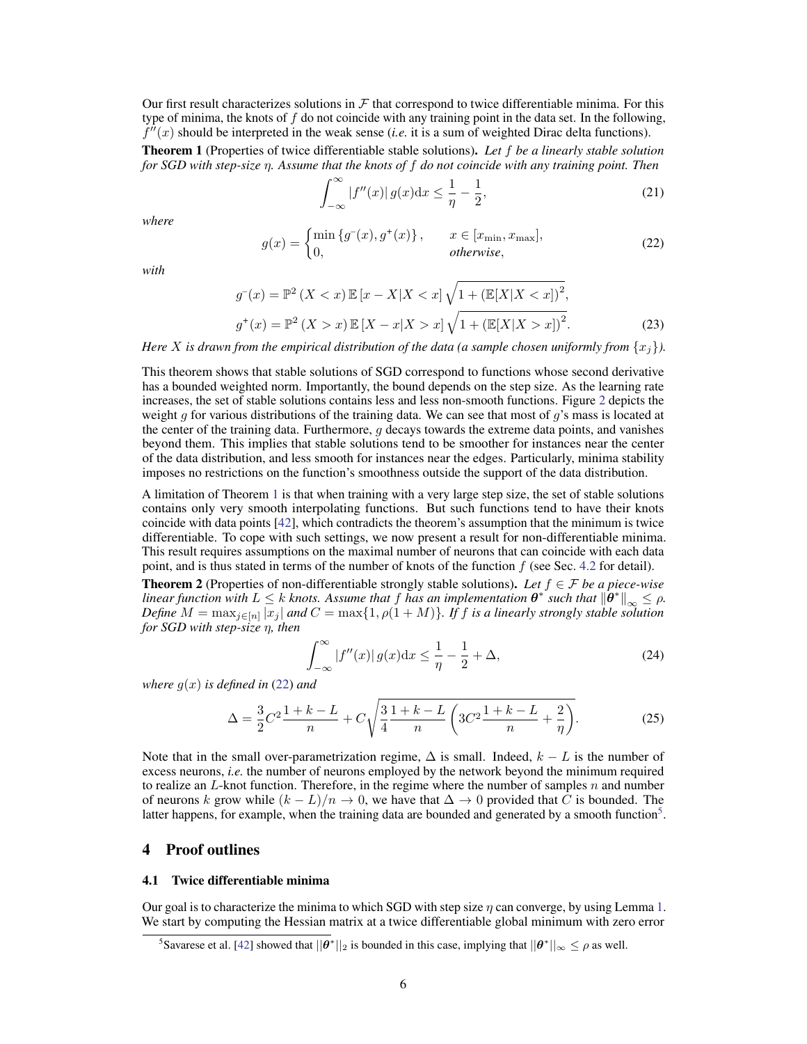Our first result characterizes solutions in $\mathcal{F}$ that correspond to twice differentiable minima. For this type of minima, the knots of $f$ do not coincide with any training point in the data set. In the following, $f''(x)$ should be interpreted in the weak sense (*i.e.* it is a sum of weighted Dirac delta functions).

**Theorem 1** (Properties of twice differentiable stable solutions)**.** *Let $f$ be a linearly stable solution for SGD with step-size $\eta$. Assume that the knots of $f$ do not coincide with any training point. Then*

$$\int_{-\infty}^{\infty} |f''(x)|\, g(x) \mathrm{d}x \leq \frac{1}{\eta} - \frac{1}{2}, \tag{21}$$

*where*

$$g(x) = \begin{cases} \min\left\{g^{-}(x), g^{+}(x)\right\}, & x \in [x_{\min}, x_{\max}], \\ 0, & \textit{otherwise}, \end{cases} \tag{22}$$

*with*

$$\begin{aligned} g^{-}(x) &= \mathbb{P}^2\left(X < x\right) \mathbb{E}\left[x - X | X < x\right] \sqrt{1 + \left(\mathbb{E}[X|X<x]\right)^2}, \\ g^{+}(x) &= \mathbb{P}^2\left(X > x\right) \mathbb{E}\left[X - x | X > x\right] \sqrt{1 + \left(\mathbb{E}[X|X>x]\right)^2}. \end{aligned} \tag{23}$$

*Here $X$ is drawn from the empirical distribution of the data (a sample chosen uniformly from $\{x_j\}$).*

This theorem shows that stable solutions of SGD correspond to functions whose second derivative has a bounded weighted norm. Importantly, the bound depends on the step size. As the learning rate increases, the set of stable solutions contains less and less non-smooth functions. Figure 2 depicts the weight $g$ for various distributions of the training data. We can see that most of $g$'s mass is located at the center of the training data. Furthermore, $g$ decays towards the extreme data points, and vanishes beyond them. This implies that stable solutions tend to be smoother for instances near the center of the data distribution, and less smooth for instances near the edges. Particularly, minima stability imposes no restrictions on the function's smoothness outside the support of the data distribution.

A limitation of Theorem 1 is that when training with a very large step size, the set of stable solutions contains only very smooth interpolating functions. But such functions tend to have their knots coincide with data points [42], which contradicts the theorem's assumption that the minimum is twice differentiable. To cope with such settings, we now present a result for non-differentiable minima. This result requires assumptions on the maximal number of neurons that can coincide with each data point, and is thus stated in terms of the number of knots of the function $f$ (see Sec. 4.2 for detail).

**Theorem 2** (Properties of non-differentiable strongly stable solutions)**.** *Let $f \in \mathcal{F}$ be a piece-wise linear function with $L \leq k$ knots. Assume that $f$ has an implementation $\boldsymbol{\theta}^*$ such that $\|\boldsymbol{\theta}^*\|_\infty \leq \rho$. Define $M = \max_{j\in[n]} |x_j|$ and $C = \max\{1, \rho(1+M)\}$. If $f$ is a linearly strongly stable solution for SGD with step-size $\eta$, then*

$$\int_{-\infty}^{\infty} |f''(x)|\, g(x) \mathrm{d}x \leq \frac{1}{\eta} - \frac{1}{2} + \Delta, \tag{24}$$

*where $g(x)$ is defined in (22) and*

$$\Delta = \frac{3}{2} C^2 \frac{1+k-L}{n} + C \sqrt{\frac{3}{4} \frac{1+k-L}{n} \left(3C^2 \frac{1+k-L}{n} + \frac{2}{\eta}\right)}. \tag{25}$$

Note that in the small over-parametrization regime, $\Delta$ is small. Indeed, $k - L$ is the number of excess neurons, *i.e.* the number of neurons employed by the network beyond the minimum required to realize an $L$-knot function. Therefore, in the regime where the number of samples $n$ and number of neurons $k$ grow while $(k-L)/n \to 0$, we have that $\Delta \to 0$ provided that $C$ is bounded. The latter happens, for example, when the training data are bounded and generated by a smooth function[5].

## 4 Proof outlines

### 4.1 Twice differentiable minima

Our goal is to characterize the minima to which SGD with step size $\eta$ can converge, by using Lemma 1. We start by computing the Hessian matrix at a twice differentiable global minimum with zero error

[5] Savarese et al. [42] showed that $||\boldsymbol{\theta}^*||_2$ is bounded in this case, implying that $||\boldsymbol{\theta}^*||_\infty \leq \rho$ as well.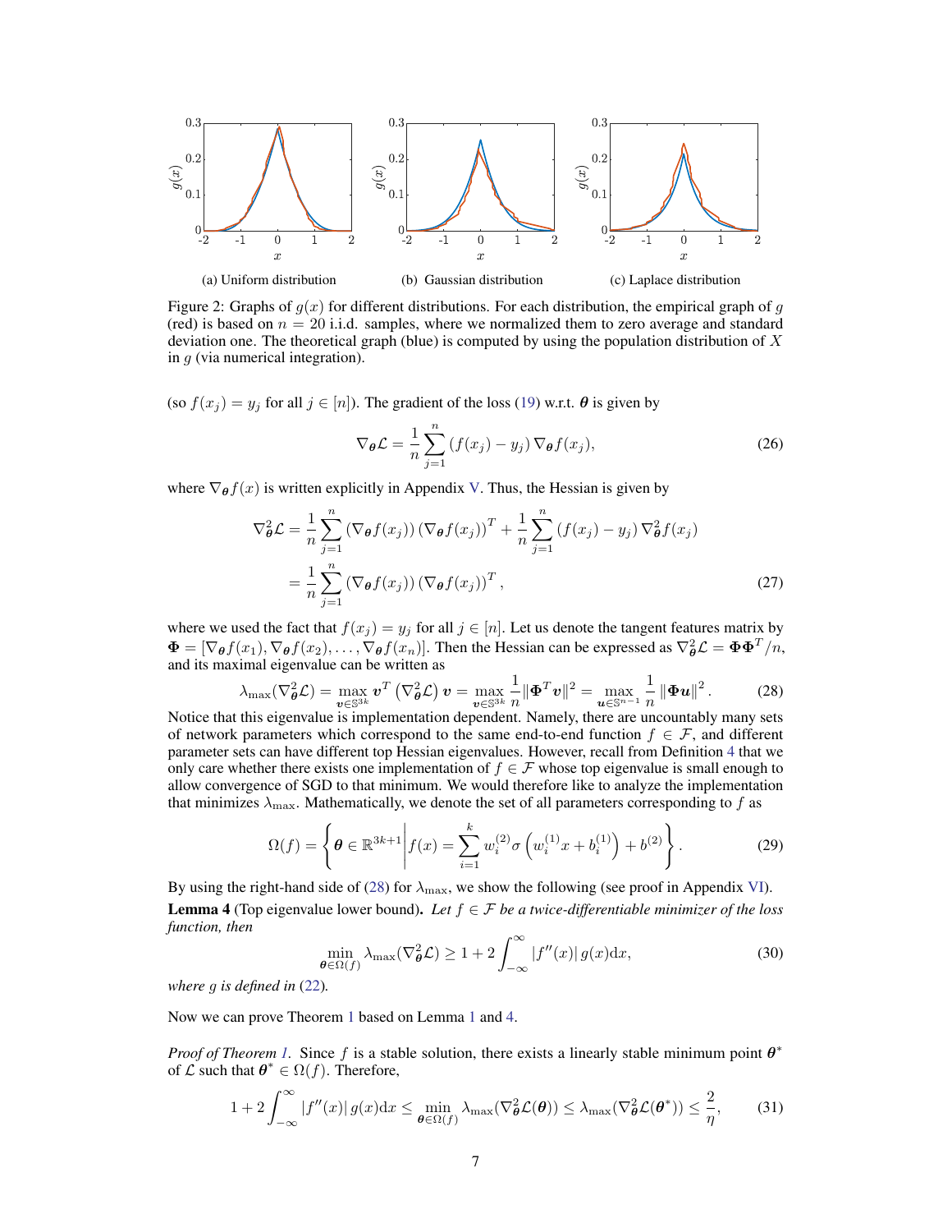Figure 2: Graphs of $g(x)$ for different distributions. For each distribution, the empirical graph of $g$ (red) is based on $n = 20$ i.i.d. samples, where we normalized them to zero average and standard deviation one. The theoretical graph (blue) is computed by using the population distribution of $X$ in $g$ (via numerical integration).

(a) Uniform distribution (b) Gaussian distribution (c) Laplace distribution

(so $f(x_j) = y_j$ for all $j \in [n]$). The gradient of the loss (19) w.r.t. $\boldsymbol{\theta}$ is given by

$$\nabla_{\boldsymbol{\theta}} \mathcal{L} = \frac{1}{n} \sum_{j=1}^{n} \left(f(x_j) - y_j\right) \nabla_{\boldsymbol{\theta}} f(x_j), \tag{26}$$

where $\nabla_{\boldsymbol{\theta}} f(x)$ is written explicitly in Appendix V. Thus, the Hessian is given by

$$\begin{aligned}
\nabla^2_{\boldsymbol{\theta}} \mathcal{L} &= \frac{1}{n} \sum_{j=1}^{n} \left(\nabla_{\boldsymbol{\theta}} f(x_j)\right) \left(\nabla_{\boldsymbol{\theta}} f(x_j)\right)^T + \frac{1}{n} \sum_{j=1}^{n} \left(f(x_j) - y_j\right) \nabla^2_{\boldsymbol{\theta}} f(x_j) \\
&= \frac{1}{n} \sum_{j=1}^{n} \left(\nabla_{\boldsymbol{\theta}} f(x_j)\right) \left(\nabla_{\boldsymbol{\theta}} f(x_j)\right)^T,
\end{aligned} \tag{27}$$

where we used the fact that $f(x_j) = y_j$ for all $j \in [n]$. Let us denote the tangent features matrix by $\boldsymbol{\Phi} = [\nabla_{\boldsymbol{\theta}} f(x_1), \nabla_{\boldsymbol{\theta}} f(x_2), \ldots, \nabla_{\boldsymbol{\theta}} f(x_n)]$. Then the Hessian can be expressed as $\nabla^2_{\boldsymbol{\theta}} \mathcal{L} = \boldsymbol{\Phi}\boldsymbol{\Phi}^T/n$, and its maximal eigenvalue can be written as

$$\lambda_{\max}(\nabla^2_{\boldsymbol{\theta}} \mathcal{L}) = \max_{\boldsymbol{v} \in \mathbb{S}^{3k}} \boldsymbol{v}^T \left(\nabla^2_{\boldsymbol{\theta}} \mathcal{L}\right) \boldsymbol{v} = \max_{\boldsymbol{v} \in \mathbb{S}^{3k}} \frac{1}{n} \|\boldsymbol{\Phi}^T \boldsymbol{v}\|^2 = \max_{\boldsymbol{u} \in \mathbb{S}^{n-1}} \frac{1}{n} \|\boldsymbol{\Phi} \boldsymbol{u}\|^2. \tag{28}$$

Notice that this eigenvalue is implementation dependent. Namely, there are uncountably many sets of network parameters which correspond to the same end-to-end function $f \in \mathcal{F}$, and different parameter sets can have different top Hessian eigenvalues. However, recall from Definition 4 that we only care whether there exists one implementation of $f \in \mathcal{F}$ whose top eigenvalue is small enough to allow convergence of SGD to that minimum. We would therefore like to analyze the implementation that minimizes $\lambda_{\max}$. Mathematically, we denote the set of all parameters corresponding to $f$ as

$$\Omega(f) = \left\{ \boldsymbol{\theta} \in \mathbb{R}^{3k+1} \middle| f(x) = \sum_{i=1}^{k} w_i^{(2)} \sigma\left(w_i^{(1)} x + b_i^{(1)}\right) + b^{(2)} \right\}. \tag{29}$$

By using the right-hand side of (28) for $\lambda_{\max}$, we show the following (see proof in Appendix VI).

**Lemma 4** (Top eigenvalue lower bound). *Let $f \in \mathcal{F}$ be a twice-differentiable minimizer of the loss function, then*

$$\min_{\boldsymbol{\theta} \in \Omega(f)} \lambda_{\max}(\nabla^2_{\boldsymbol{\theta}} \mathcal{L}) \geq 1 + 2 \int_{-\infty}^{\infty} |f''(x)| \, g(x) \mathrm{d}x, \tag{30}$$

*where $g$ is defined in (22).*

Now we can prove Theorem 1 based on Lemma 1 and 4.

*Proof of Theorem 1.* Since $f$ is a stable solution, there exists a linearly stable minimum point $\boldsymbol{\theta}^*$ of $\mathcal{L}$ such that $\boldsymbol{\theta}^* \in \Omega(f)$. Therefore,

$$1 + 2 \int_{-\infty}^{\infty} |f''(x)| \, g(x) \mathrm{d}x \leq \min_{\boldsymbol{\theta} \in \Omega(f)} \lambda_{\max}(\nabla^2_{\boldsymbol{\theta}} \mathcal{L}(\boldsymbol{\theta})) \leq \lambda_{\max}(\nabla^2_{\boldsymbol{\theta}} \mathcal{L}(\boldsymbol{\theta}^*)) \leq \frac{2}{\eta}, \tag{31}$$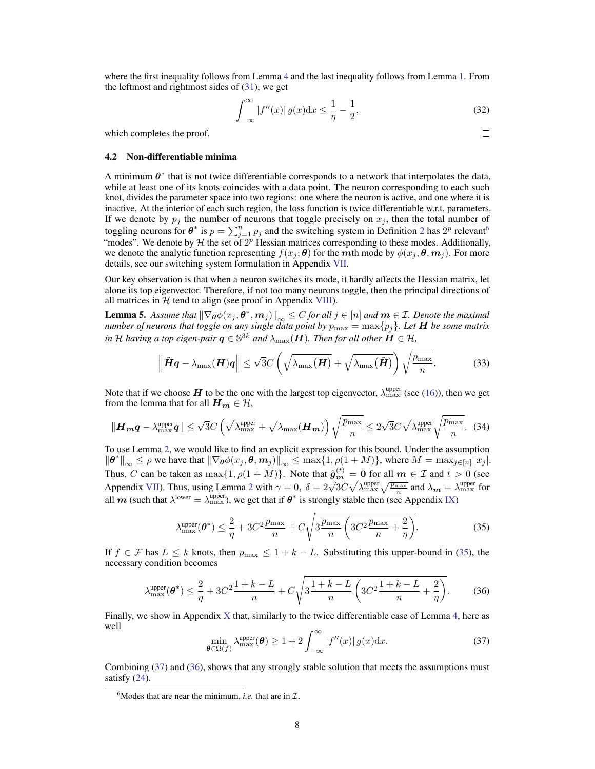where the first inequality follows from Lemma 4 and the last inequality follows from Lemma 1. From the leftmost and rightmost sides of (31), we get

$$\int_{-\infty}^{\infty} |f''(x)| \, g(x) \mathrm{d}x \leq \frac{1}{\eta} - \frac{1}{2}, \tag{32}$$

which completes the proof. ∎

### 4.2 Non-differentiable minima

A minimum $\boldsymbol{\theta}^*$ that is not twice differentiable corresponds to a network that interpolates the data, while at least one of its knots coincides with a data point. The neuron corresponding to each such knot, divides the parameter space into two regions: one where the neuron is active, and one where it is inactive. At the interior of each such region, the loss function is twice differentiable w.r.t. parameters. If we denote by $p_j$ the number of neurons that toggle precisely on $x_j$, then the total number of toggling neurons for $\boldsymbol{\theta}^*$ is $p = \sum_{j=1}^{n} p_j$ and the switching system in Definition 2 has $2^p$ relevant[6] "modes". We denote by $\mathcal{H}$ the set of $2^p$ Hessian matrices corresponding to these modes. Additionally, we denote the analytic function representing $f(x_j; \boldsymbol{\theta})$ for the $\boldsymbol{m}$th mode by $\phi(x_j, \boldsymbol{\theta}, \boldsymbol{m}_j)$. For more details, see our switching system formulation in Appendix VII.

Our key observation is that when a neuron switches its mode, it hardly affects the Hessian matrix, let alone its top eigenvector. Therefore, if not too many neurons toggle, then the principal directions of all matrices in $\mathcal{H}$ tend to align (see proof in Appendix VIII).

**Lemma 5.** *Assume that $\|\nabla_{\boldsymbol{\theta}} \phi(x_j, \boldsymbol{\theta}^*, \boldsymbol{m}_j)\|_\infty \leq C$ for all $j \in [n]$ and $\boldsymbol{m} \in \mathcal{I}$. Denote the maximal number of neurons that toggle on any single data point by $p_{\max} = \max\{p_j\}$. Let $\boldsymbol{H}$ be some matrix in $\mathcal{H}$ having a top eigen-pair $\boldsymbol{q} \in \mathbb{S}^{3k}$ and $\lambda_{\max}(\boldsymbol{H})$. Then for all other $\tilde{\boldsymbol{H}} \in \mathcal{H}$,*

$$\left\| \tilde{\boldsymbol{H}} \boldsymbol{q} - \lambda_{\max}(\boldsymbol{H}) \boldsymbol{q} \right\| \leq \sqrt{3} C \left( \sqrt{\lambda_{\max}(\boldsymbol{H})} + \sqrt{\lambda_{\max}(\tilde{\boldsymbol{H}})} \right) \sqrt{\frac{p_{\max}}{n}}. \tag{33}$$

Note that if we choose $\boldsymbol{H}$ to be the one with the largest top eigenvector, $\lambda_{\max}^{\text{upper}}$ (see (16)), then we get from the lemma that for all $\boldsymbol{H}_{\boldsymbol{m}} \in \mathcal{H}$,

$$\|\boldsymbol{H}_{\boldsymbol{m}} \boldsymbol{q} - \lambda_{\max}^{\text{upper}} \boldsymbol{q}\| \leq \sqrt{3} C \left( \sqrt{\lambda_{\max}^{\text{upper}}} + \sqrt{\lambda_{\max}(\boldsymbol{H}_{\boldsymbol{m}})} \right) \sqrt{\frac{p_{\max}}{n}} \leq 2\sqrt{3} C \sqrt{\lambda_{\max}^{\text{upper}}} \sqrt{\frac{p_{\max}}{n}}. \tag{34}$$

To use Lemma 2, we would like to find an explicit expression for this bound. Under the assumption $\|\boldsymbol{\theta}^*\|_\infty \leq \rho$ we have that $\|\nabla_{\boldsymbol{\theta}} \phi(x, \boldsymbol{\theta}, \boldsymbol{m}_j)\|_\infty \leq \max\{1, \rho(1+M)\}$, where $M = \max_{j \in [n]} |x_j|$. Thus, $C$ can be taken as $\max\{1, \rho(1+M)\}$. Note that $\hat{\boldsymbol{g}}_{\boldsymbol{m}}^{(t)} = \boldsymbol{0}$ for all $\boldsymbol{m} \in \mathcal{I}$ and $t > 0$ (see Appendix VII). Thus, using Lemma 2 with $\gamma = 0$, $\delta = 2\sqrt{3} C \sqrt{\lambda_{\max}^{\text{upper}}} \sqrt{\frac{p_{\max}}{n}}$ and $\lambda_{\boldsymbol{m}} = \lambda_{\max}^{\text{upper}}$ for all $\boldsymbol{m}$ (such that $\lambda^{\text{lower}} = \lambda_{\max}^{\text{upper}}$), we get that if $\boldsymbol{\theta}^*$ is strongly stable then (see Appendix IX)

$$\lambda_{\max}^{\text{upper}}(\boldsymbol{\theta}^*) \leq \frac{2}{\eta} + 3C^2 \frac{p_{\max}}{n} + C\sqrt{3 \frac{p_{\max}}{n} \left( 3C^2 \frac{p_{\max}}{n} + \frac{2}{\eta} \right)}. \tag{35}$$

If $f \in \mathcal{F}$ has $L \leq k$ knots, then $p_{\max} \leq 1 + k - L$. Substituting this upper-bound in (35), the necessary condition becomes

$$\lambda_{\max}^{\text{upper}}(\boldsymbol{\theta}^*) \leq \frac{2}{\eta} + 3C^2 \frac{1+k-L}{n} + C\sqrt{3 \frac{1+k-L}{n} \left( 3C^2 \frac{1+k-L}{n} + \frac{2}{\eta} \right)}. \tag{36}$$

Finally, we show in Appendix X that, similarly to the twice differentiable case of Lemma 4, here as well

$$\min_{\boldsymbol{\theta} \in \Omega(f)} \lambda_{\max}^{\text{upper}}(\boldsymbol{\theta}) \geq 1 + 2 \int_{-\infty}^{\infty} |f''(x)| \, g(x) \mathrm{d}x. \tag{37}$$

Combining (37) and (36), shows that any strongly stable solution that meets the assumptions must satisfy (24).

---

[6] Modes that are near the minimum, *i.e.* that are in $\mathcal{I}$.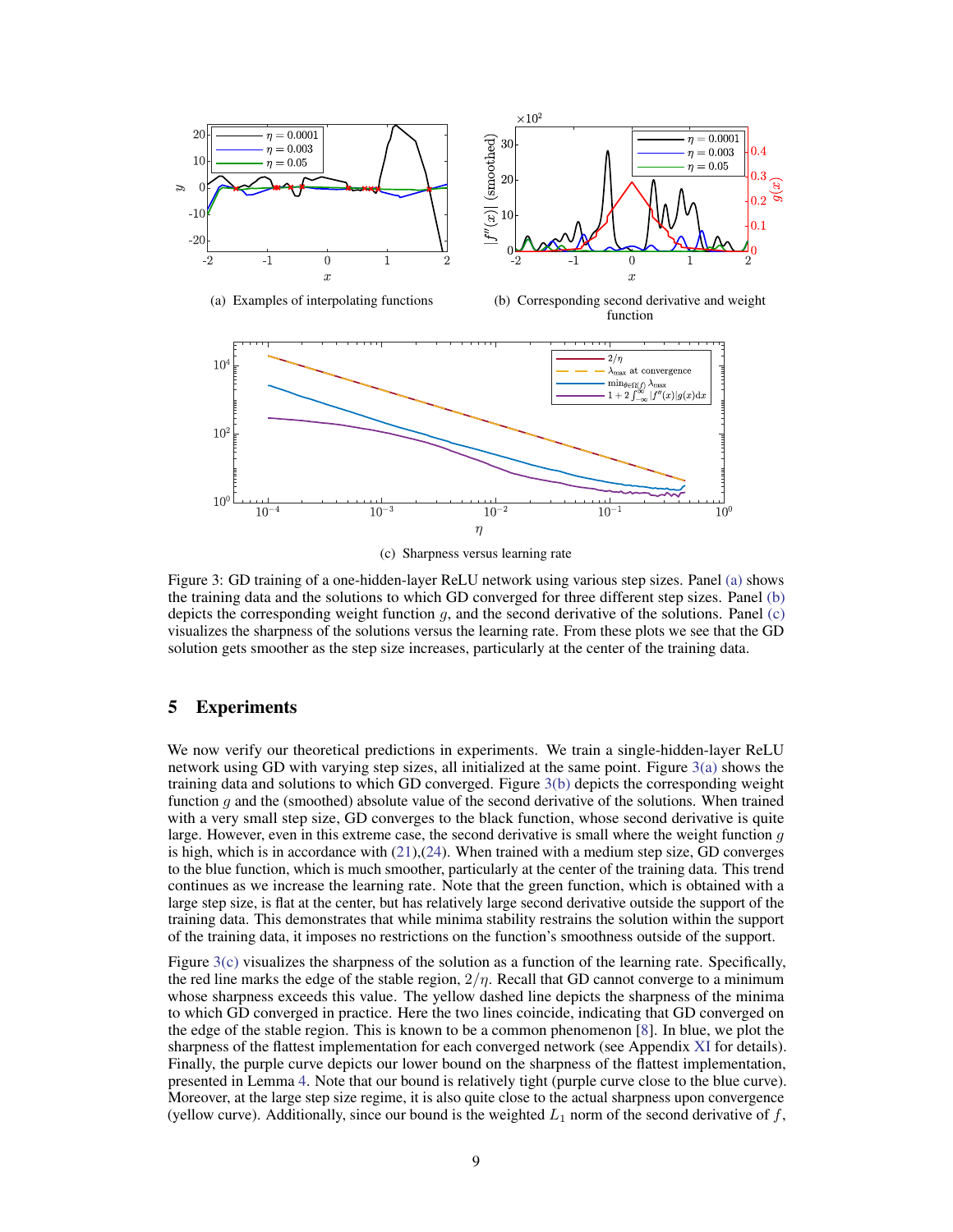(a) Examples of interpolating functions

(b) Corresponding second derivative and weight function

(c) Sharpness versus learning rate

Figure 3: GD training of a one-hidden-layer ReLU network using various step sizes. Panel (a) shows the training data and the solutions to which GD converged for three different step sizes. Panel (b) depicts the corresponding weight function $g$, and the second derivative of the solutions. Panel (c) visualizes the sharpness of the solutions versus the learning rate. From these plots we see that the GD solution gets smoother as the step size increases, particularly at the center of the training data.

## 5 Experiments

We now verify our theoretical predictions in experiments. We train a single-hidden-layer ReLU network using GD with varying step sizes, all initialized at the same point. Figure 3(a) shows the training data and solutions to which GD converged. Figure 3(b) depicts the corresponding weight function $g$ and the (smoothed) absolute value of the second derivative of the solutions. When trained with a very small step size, GD converges to the black function, whose second derivative is quite large. However, even in this extreme case, the second derivative is small where the weight function $g$ is high, which is in accordance with (21),(24). When trained with a medium step size, GD converges to the blue function, which is much smoother, particularly at the center of the training data. This trend continues as we increase the learning rate. Note that the green function, which is obtained with a large step size, is flat at the center, but has relatively large second derivative outside the support of the training data. This demonstrates that while minima stability restrains the solution within the support of the training data, it imposes no restrictions on the function's smoothness outside of the support.

Figure 3(c) visualizes the sharpness of the solution as a function of the learning rate. Specifically, the red line marks the edge of the stable region, $2/\eta$. Recall that GD cannot converge to a minimum whose sharpness exceeds this value. The yellow dashed line depicts the sharpness of the minima to which GD converged in practice. Here the two lines coincide, indicating that GD converged on the edge of the stable region. This is known to be a common phenomenon [8]. In blue, we plot the sharpness of the flattest implementation for each converged network (see Appendix XI for details). Finally, the purple curve depicts our lower bound on the sharpness of the flattest implementation, presented in Lemma 4. Note that our bound is relatively tight (purple curve close to the blue curve). Moreover, at the large step size regime, it is also quite close to the actual sharpness upon convergence (yellow curve). Additionally, since our bound is the weighted $L_1$ norm of the second derivative of $f$,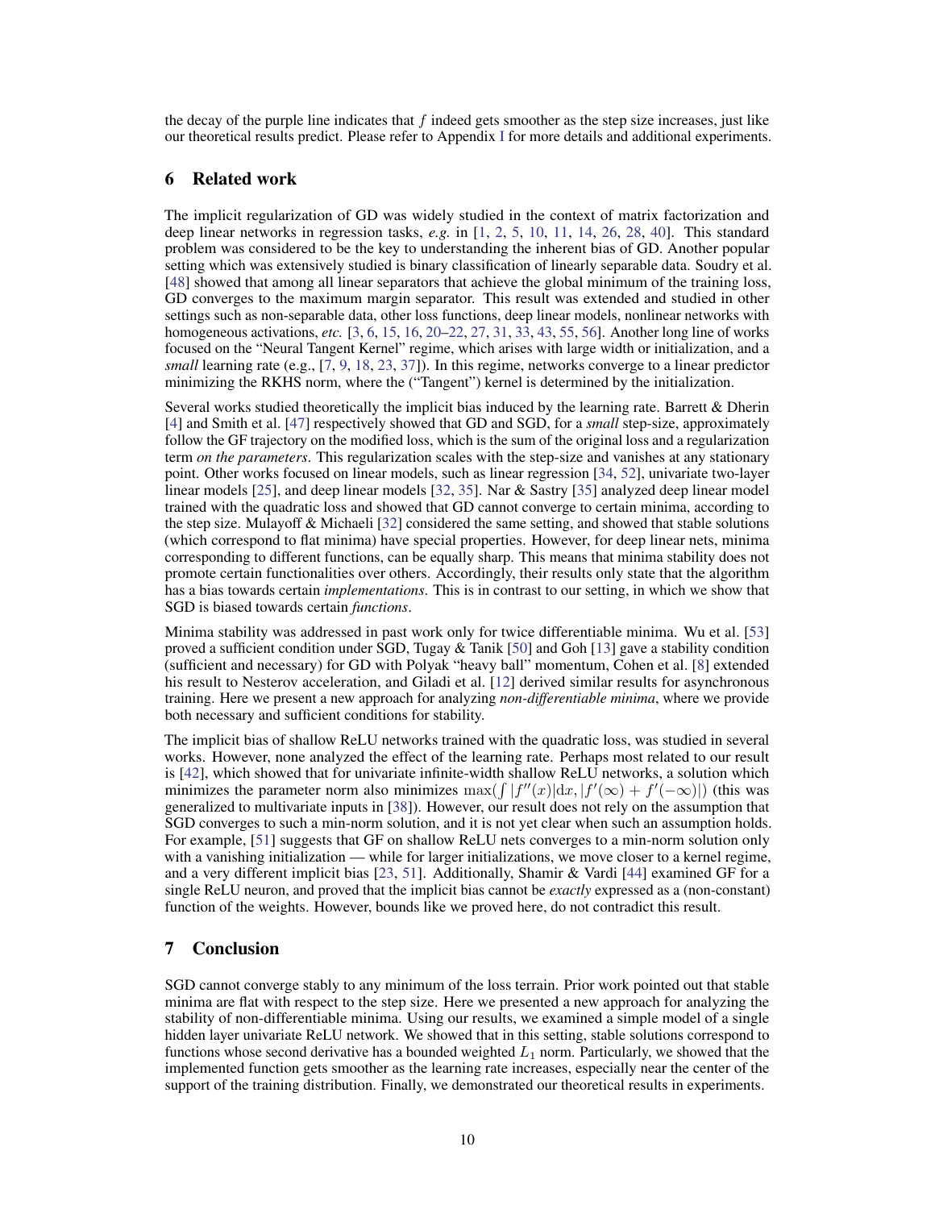the decay of the purple line indicates that $f$ indeed gets smoother as the step size increases, just like our theoretical results predict. Please refer to Appendix I for more details and additional experiments.

## 6 Related work

The implicit regularization of GD was widely studied in the context of matrix factorization and deep linear networks in regression tasks, *e.g.* in [1, 2, 5, 10, 11, 14, 26, 28, 40]. This standard problem was considered to be the key to understanding the inherent bias of GD. Another popular setting which was extensively studied is binary classification of linearly separable data. Soudry et al. [48] showed that among all linear separators that achieve the global minimum of the training loss, GD converges to the maximum margin separator. This result was extended and studied in other settings such as non-separable data, other loss functions, deep linear models, nonlinear networks with homogeneous activations, *etc.* [3, 6, 15, 16, 20–22, 27, 31, 33, 43, 55, 56]. Another long line of works focused on the "Neural Tangent Kernel" regime, which arises with large width or initialization, and a *small* learning rate (e.g., [7, 9, 18, 23, 37]). In this regime, networks converge to a linear predictor minimizing the RKHS norm, where the ("Tangent") kernel is determined by the initialization.

Several works studied theoretically the implicit bias induced by the learning rate. Barrett & Dherin [4] and Smith et al. [47] respectively showed that GD and SGD, for a *small* step-size, approximately follow the GF trajectory on the modified loss, which is the sum of the original loss and a regularization term *on the parameters*. This regularization scales with the step-size and vanishes at any stationary point. Other works focused on linear models, such as linear regression [34, 52], univariate two-layer linear models [25], and deep linear models [32, 35]. Nar & Sastry [35] analyzed deep linear model trained with the quadratic loss and showed that GD cannot converge to certain minima, according to the step size. Mulayoff & Michaeli [32] considered the same setting, and showed that stable solutions (which correspond to flat minima) have special properties. However, for deep linear nets, minima corresponding to different functions, can be equally sharp. This means that minima stability does not promote certain functionalities over others. Accordingly, their results only state that the algorithm has a bias towards certain *implementations*. This is in contrast to our setting, in which we show that SGD is biased towards certain *functions*.

Minima stability was addressed in past work only for twice differentiable minima. Wu et al. [53] proved a sufficient condition under SGD, Tugay & Tanik [50] and Goh [13] gave a stability condition (sufficient and necessary) for GD with Polyak "heavy ball" momentum, Cohen et al. [8] extended his result to Nesterov acceleration, and Giladi et al. [12] derived similar results for asynchronous training. Here we present a new approach for analyzing *non-differentiable minima*, where we provide both necessary and sufficient conditions for stability.

The implicit bias of shallow ReLU networks trained with the quadratic loss, was studied in several works. However, none analyzed the effect of the learning rate. Perhaps most related to our result is [42], which showed that for univariate infinite-width shallow ReLU networks, a solution which minimizes the parameter norm also minimizes $\max(\int |f''(x)| \mathrm{d}x, |f'(\infty) + f'(-\infty)|)$ (this was generalized to multivariate inputs in [38]). However, our result does not rely on the assumption that SGD converges to such a min-norm solution, and it is not yet clear when such an assumption holds. For example, [51] suggests that GF on shallow ReLU nets converges to a min-norm solution only with a vanishing initialization — while for larger initializations, we move closer to a kernel regime, and a very different implicit bias [23, 51]. Additionally, Shamir & Vardi [44] examined GF for a single ReLU neuron, and proved that the implicit bias cannot be *exactly* expressed as a (non-constant) function of the weights. However, bounds like we proved here, do not contradict this result.

## 7 Conclusion

SGD cannot converge stably to any minimum of the loss terrain. Prior work pointed out that stable minima are flat with respect to the step size. Here we presented a new approach for analyzing the stability of non-differentiable minima. Using our results, we examined a simple model of a single hidden layer univariate ReLU network. We showed that in this setting, stable solutions correspond to functions whose second derivative has a bounded weighted $L_1$ norm. Particularly, we showed that the implemented function gets smoother as the learning rate increases, especially near the center of the support of the training distribution. Finally, we demonstrated our theoretical results in experiments.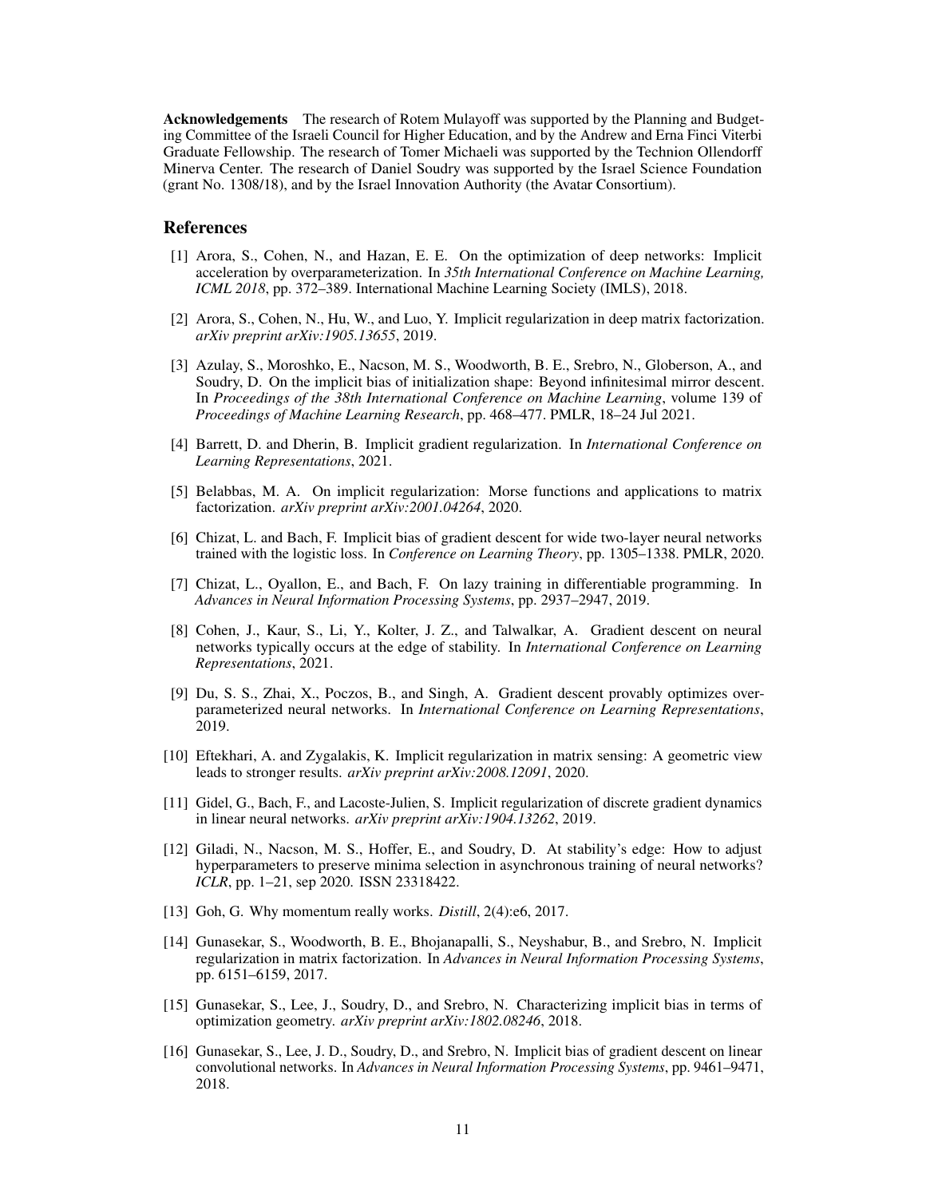**Acknowledgements** The research of Rotem Mulayoff was supported by the Planning and Budgeting Committee of the Israeli Council for Higher Education, and by the Andrew and Erna Finci Viterbi Graduate Fellowship. The research of Tomer Michaeli was supported by the Technion Ollendorff Minerva Center. The research of Daniel Soudry was supported by the Israel Science Foundation (grant No. 1308/18), and by the Israel Innovation Authority (the Avatar Consortium).

## References

[1] Arora, S., Cohen, N., and Hazan, E. E. On the optimization of deep networks: Implicit acceleration by overparameterization. In *35th International Conference on Machine Learning, ICML 2018*, pp. 372–389. International Machine Learning Society (IMLS), 2018.

[2] Arora, S., Cohen, N., Hu, W., and Luo, Y. Implicit regularization in deep matrix factorization. *arXiv preprint arXiv:1905.13655*, 2019.

[3] Azulay, S., Moroshko, E., Nacson, M. S., Woodworth, B. E., Srebro, N., Globerson, A., and Soudry, D. On the implicit bias of initialization shape: Beyond infinitesimal mirror descent. In *Proceedings of the 38th International Conference on Machine Learning*, volume 139 of *Proceedings of Machine Learning Research*, pp. 468–477. PMLR, 18–24 Jul 2021.

[4] Barrett, D. and Dherin, B. Implicit gradient regularization. In *International Conference on Learning Representations*, 2021.

[5] Belabbas, M. A. On implicit regularization: Morse functions and applications to matrix factorization. *arXiv preprint arXiv:2001.04264*, 2020.

[6] Chizat, L. and Bach, F. Implicit bias of gradient descent for wide two-layer neural networks trained with the logistic loss. In *Conference on Learning Theory*, pp. 1305–1338. PMLR, 2020.

[7] Chizat, L., Oyallon, E., and Bach, F. On lazy training in differentiable programming. In *Advances in Neural Information Processing Systems*, pp. 2937–2947, 2019.

[8] Cohen, J., Kaur, S., Li, Y., Kolter, J. Z., and Talwalkar, A. Gradient descent on neural networks typically occurs at the edge of stability. In *International Conference on Learning Representations*, 2021.

[9] Du, S. S., Zhai, X., Poczos, B., and Singh, A. Gradient descent provably optimizes over-parameterized neural networks. In *International Conference on Learning Representations*, 2019.

[10] Eftekhari, A. and Zygalakis, K. Implicit regularization in matrix sensing: A geometric view leads to stronger results. *arXiv preprint arXiv:2008.12091*, 2020.

[11] Gidel, G., Bach, F., and Lacoste-Julien, S. Implicit regularization of discrete gradient dynamics in linear neural networks. *arXiv preprint arXiv:1904.13262*, 2019.

[12] Giladi, N., Nacson, M. S., Hoffer, E., and Soudry, D. At stability's edge: How to adjust hyperparameters to preserve minima selection in asynchronous training of neural networks? *ICLR*, pp. 1–21, sep 2020. ISSN 23318422.

[13] Goh, G. Why momentum really works. *Distill*, 2(4):e6, 2017.

[14] Gunasekar, S., Woodworth, B. E., Bhojanapalli, S., Neyshabur, B., and Srebro, N. Implicit regularization in matrix factorization. In *Advances in Neural Information Processing Systems*, pp. 6151–6159, 2017.

[15] Gunasekar, S., Lee, J., Soudry, D., and Srebro, N. Characterizing implicit bias in terms of optimization geometry. *arXiv preprint arXiv:1802.08246*, 2018.

[16] Gunasekar, S., Lee, J. D., Soudry, D., and Srebro, N. Implicit bias of gradient descent on linear convolutional networks. In *Advances in Neural Information Processing Systems*, pp. 9461–9471, 2018.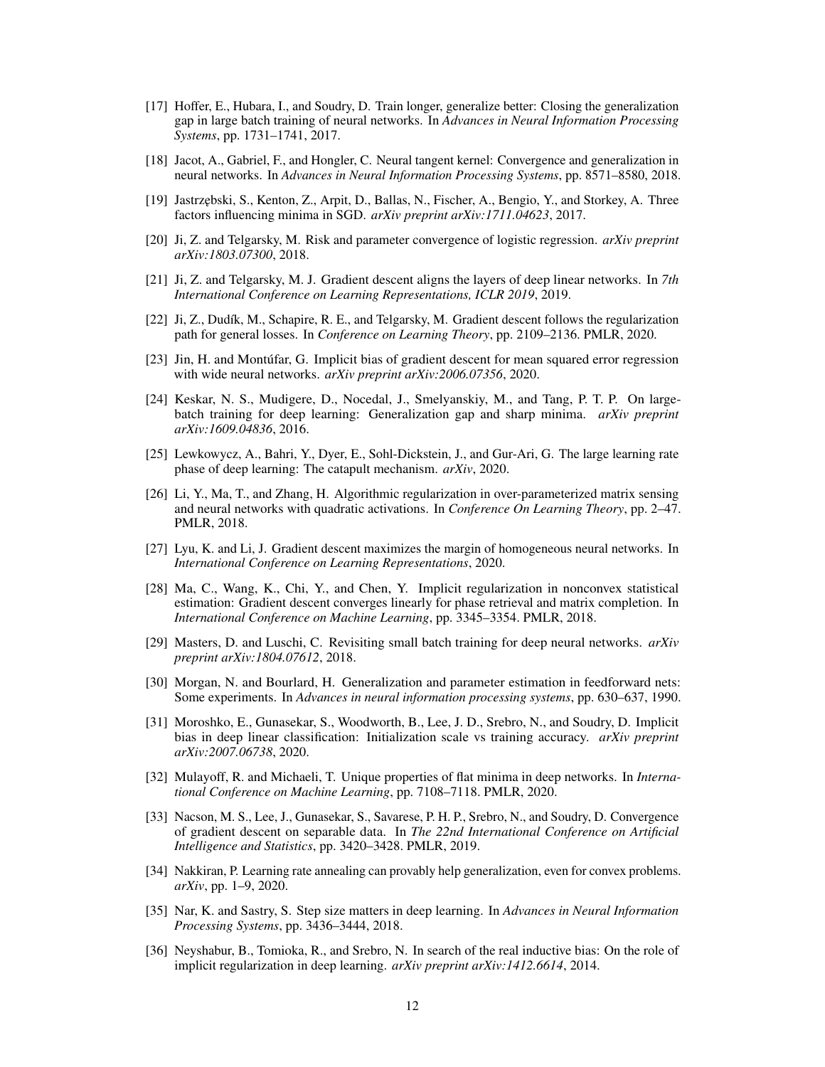[17] Hoffer, E., Hubara, I., and Soudry, D. Train longer, generalize better: Closing the generalization gap in large batch training of neural networks. In *Advances in Neural Information Processing Systems*, pp. 1731–1741, 2017.

[18] Jacot, A., Gabriel, F., and Hongler, C. Neural tangent kernel: Convergence and generalization in neural networks. In *Advances in Neural Information Processing Systems*, pp. 8571–8580, 2018.

[19] Jastrzębski, S., Kenton, Z., Arpit, D., Ballas, N., Fischer, A., Bengio, Y., and Storkey, A. Three factors influencing minima in SGD. *arXiv preprint arXiv:1711.04623*, 2017.

[20] Ji, Z. and Telgarsky, M. Risk and parameter convergence of logistic regression. *arXiv preprint arXiv:1803.07300*, 2018.

[21] Ji, Z. and Telgarsky, M. J. Gradient descent aligns the layers of deep linear networks. In *7th International Conference on Learning Representations, ICLR 2019*, 2019.

[22] Ji, Z., Dudík, M., Schapire, R. E., and Telgarsky, M. Gradient descent follows the regularization path for general losses. In *Conference on Learning Theory*, pp. 2109–2136. PMLR, 2020.

[23] Jin, H. and Montúfar, G. Implicit bias of gradient descent for mean squared error regression with wide neural networks. *arXiv preprint arXiv:2006.07356*, 2020.

[24] Keskar, N. S., Mudigere, D., Nocedal, J., Smelyanskiy, M., and Tang, P. T. P. On large-batch training for deep learning: Generalization gap and sharp minima. *arXiv preprint arXiv:1609.04836*, 2016.

[25] Lewkowycz, A., Bahri, Y., Dyer, E., Sohl-Dickstein, J., and Gur-Ari, G. The large learning rate phase of deep learning: The catapult mechanism. *arXiv*, 2020.

[26] Li, Y., Ma, T., and Zhang, H. Algorithmic regularization in over-parameterized matrix sensing and neural networks with quadratic activations. In *Conference On Learning Theory*, pp. 2–47. PMLR, 2018.

[27] Lyu, K. and Li, J. Gradient descent maximizes the margin of homogeneous neural networks. In *International Conference on Learning Representations*, 2020.

[28] Ma, C., Wang, K., Chi, Y., and Chen, Y. Implicit regularization in nonconvex statistical estimation: Gradient descent converges linearly for phase retrieval and matrix completion. In *International Conference on Machine Learning*, pp. 3345–3354. PMLR, 2018.

[29] Masters, D. and Luschi, C. Revisiting small batch training for deep neural networks. *arXiv preprint arXiv:1804.07612*, 2018.

[30] Morgan, N. and Bourlard, H. Generalization and parameter estimation in feedforward nets: Some experiments. In *Advances in neural information processing systems*, pp. 630–637, 1990.

[31] Moroshko, E., Gunasekar, S., Woodworth, B., Lee, J. D., Srebro, N., and Soudry, D. Implicit bias in deep linear classification: Initialization scale vs training accuracy. *arXiv preprint arXiv:2007.06738*, 2020.

[32] Mulayoff, R. and Michaeli, T. Unique properties of flat minima in deep networks. In *International Conference on Machine Learning*, pp. 7108–7118. PMLR, 2020.

[33] Nacson, M. S., Lee, J., Gunasekar, S., Savarese, P. H. P., Srebro, N., and Soudry, D. Convergence of gradient descent on separable data. In *The 22nd International Conference on Artificial Intelligence and Statistics*, pp. 3420–3428. PMLR, 2019.

[34] Nakkiran, P. Learning rate annealing can provably help generalization, even for convex problems. *arXiv*, pp. 1–9, 2020.

[35] Nar, K. and Sastry, S. Step size matters in deep learning. In *Advances in Neural Information Processing Systems*, pp. 3436–3444, 2018.

[36] Neyshabur, B., Tomioka, R., and Srebro, N. In search of the real inductive bias: On the role of implicit regularization in deep learning. *arXiv preprint arXiv:1412.6614*, 2014.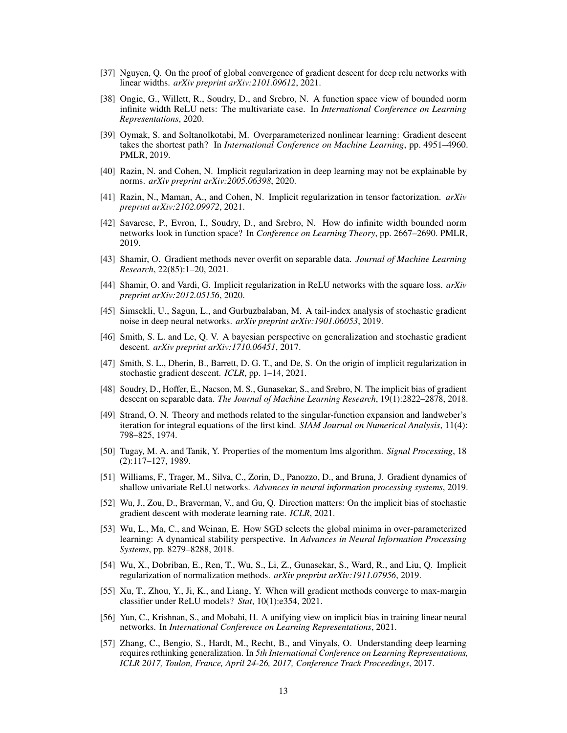[37] Nguyen, Q. On the proof of global convergence of gradient descent for deep relu networks with linear widths. *arXiv preprint arXiv:2101.09612*, 2021.

[38] Ongie, G., Willett, R., Soudry, D., and Srebro, N. A function space view of bounded norm infinite width ReLU nets: The multivariate case. In *International Conference on Learning Representations*, 2020.

[39] Oymak, S. and Soltanolkotabi, M. Overparameterized nonlinear learning: Gradient descent takes the shortest path? In *International Conference on Machine Learning*, pp. 4951–4960. PMLR, 2019.

[40] Razin, N. and Cohen, N. Implicit regularization in deep learning may not be explainable by norms. *arXiv preprint arXiv:2005.06398*, 2020.

[41] Razin, N., Maman, A., and Cohen, N. Implicit regularization in tensor factorization. *arXiv preprint arXiv:2102.09972*, 2021.

[42] Savarese, P., Evron, I., Soudry, D., and Srebro, N. How do infinite width bounded norm networks look in function space? In *Conference on Learning Theory*, pp. 2667–2690. PMLR, 2019.

[43] Shamir, O. Gradient methods never overfit on separable data. *Journal of Machine Learning Research*, 22(85):1–20, 2021.

[44] Shamir, O. and Vardi, G. Implicit regularization in ReLU networks with the square loss. *arXiv preprint arXiv:2012.05156*, 2020.

[45] Simsekli, U., Sagun, L., and Gurbuzbalaban, M. A tail-index analysis of stochastic gradient noise in deep neural networks. *arXiv preprint arXiv:1901.06053*, 2019.

[46] Smith, S. L. and Le, Q. V. A bayesian perspective on generalization and stochastic gradient descent. *arXiv preprint arXiv:1710.06451*, 2017.

[47] Smith, S. L., Dherin, B., Barrett, D. G. T., and De, S. On the origin of implicit regularization in stochastic gradient descent. *ICLR*, pp. 1–14, 2021.

[48] Soudry, D., Hoffer, E., Nacson, M. S., Gunasekar, S., and Srebro, N. The implicit bias of gradient descent on separable data. *The Journal of Machine Learning Research*, 19(1):2822–2878, 2018.

[49] Strand, O. N. Theory and methods related to the singular-function expansion and landweber's iteration for integral equations of the first kind. *SIAM Journal on Numerical Analysis*, 11(4): 798–825, 1974.

[50] Tugay, M. A. and Tanik, Y. Properties of the momentum lms algorithm. *Signal Processing*, 18 (2):117–127, 1989.

[51] Williams, F., Trager, M., Silva, C., Zorin, D., Panozzo, D., and Bruna, J. Gradient dynamics of shallow univariate ReLU networks. *Advances in neural information processing systems*, 2019.

[52] Wu, J., Zou, D., Braverman, V., and Gu, Q. Direction matters: On the implicit bias of stochastic gradient descent with moderate learning rate. *ICLR*, 2021.

[53] Wu, L., Ma, C., and Weinan, E. How SGD selects the global minima in over-parameterized learning: A dynamical stability perspective. In *Advances in Neural Information Processing Systems*, pp. 8279–8288, 2018.

[54] Wu, X., Dobriban, E., Ren, T., Wu, S., Li, Z., Gunasekar, S., Ward, R., and Liu, Q. Implicit regularization of normalization methods. *arXiv preprint arXiv:1911.07956*, 2019.

[55] Xu, T., Zhou, Y., Ji, K., and Liang, Y. When will gradient methods converge to max-margin classifier under ReLU models? *Stat*, 10(1):e354, 2021.

[56] Yun, C., Krishnan, S., and Mobahi, H. A unifying view on implicit bias in training linear neural networks. In *International Conference on Learning Representations*, 2021.

[57] Zhang, C., Bengio, S., Hardt, M., Recht, B., and Vinyals, O. Understanding deep learning requires rethinking generalization. In *5th International Conference on Learning Representations, ICLR 2017, Toulon, France, April 24-26, 2017, Conference Track Proceedings*, 2017.